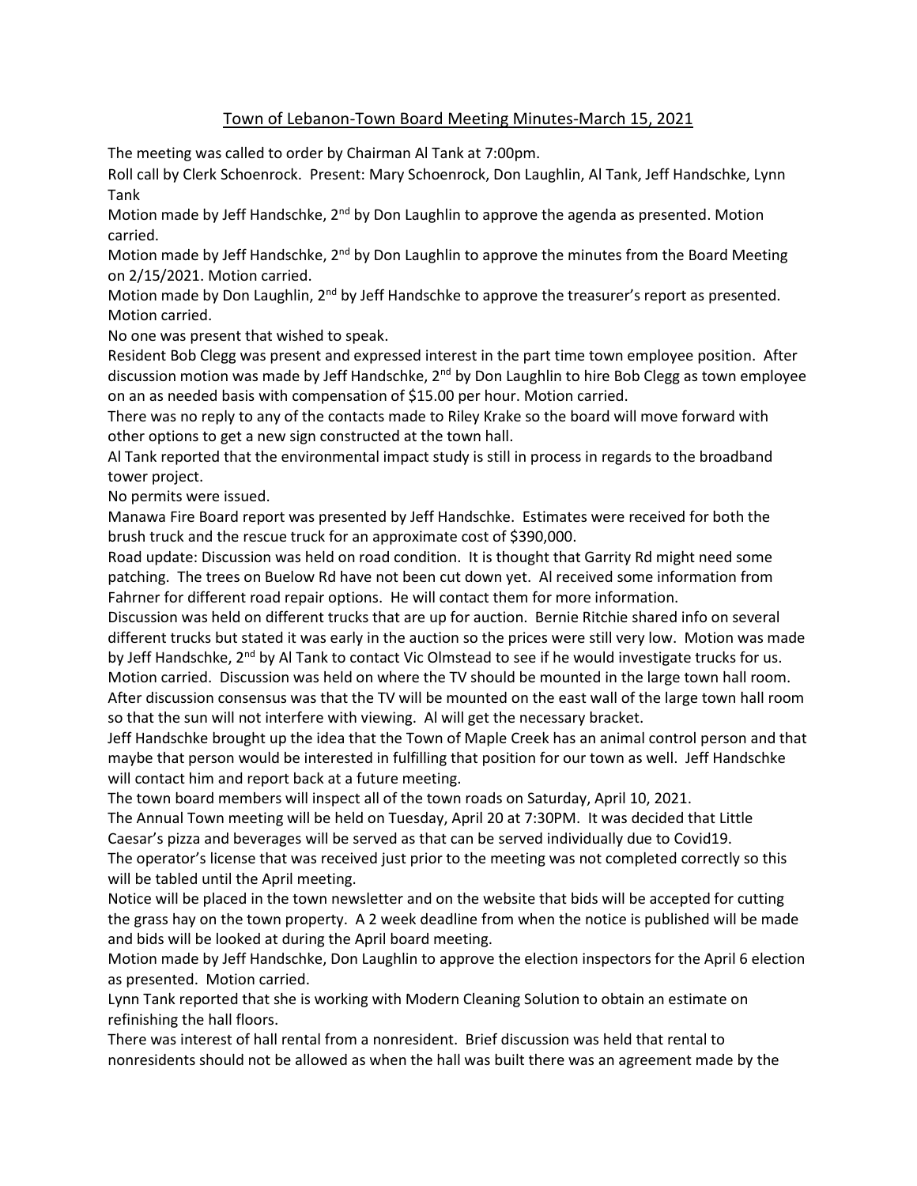# Town of Lebanon-Town Board Meeting Minutes-March 15, 2021

The meeting was called to order by Chairman Al Tank at 7:00pm.

Roll call by Clerk Schoenrock. Present: Mary Schoenrock, Don Laughlin, Al Tank, Jeff Handschke, Lynn Tank

Motion made by Jeff Handschke, 2nd by Don Laughlin to approve the agenda as presented. Motion carried.

Motion made by Jeff Handschke, 2nd by Don Laughlin to approve the minutes from the Board Meeting on 2/15/2021. Motion carried.

Motion made by Don Laughlin, 2nd by Jeff Handschke to approve the treasurer's report as presented. Motion carried.

No one was present that wished to speak.

Resident Bob Clegg was present and expressed interest in the part time town employee position. After discussion motion was made by Jeff Handschke, 2nd by Don Laughlin to hire Bob Clegg as town employee on an as needed basis with compensation of $15.00 per hour. Motion carried.

There was no reply to any of the contacts made to Riley Krake so the board will move forward with other options to get a new sign constructed at the town hall.

Al Tank reported that the environmental impact study is still in process in regards to the broadband tower project.

No permits were issued.

Manawa Fire Board report was presented by Jeff Handschke. Estimates were received for both the brush truck and the rescue truck for an approximate cost of $390,000.

Road update: Discussion was held on road condition. It is thought that Garrity Rd might need some patching. The trees on Buelow Rd have not been cut down yet. Al received some information from Fahrner for different road repair options. He will contact them for more information.

Discussion was held on different trucks that are up for auction. Bernie Ritchie shared info on several different trucks but stated it was early in the auction so the prices were still very low. Motion was made by Jeff Handschke, 2nd by Al Tank to contact Vic Olmstead to see if he would investigate trucks for us. Motion carried. Discussion was held on where the TV should be mounted in the large town hall room. After discussion consensus was that the TV will be mounted on the east wall of the large town hall room so that the sun will not interfere with viewing. Al will get the necessary bracket.

Jeff Handschke brought up the idea that the Town of Maple Creek has an animal control person and that maybe that person would be interested in fulfilling that position for our town as well. Jeff Handschke will contact him and report back at a future meeting.

The town board members will inspect all of the town roads on Saturday, April 10, 2021.

The Annual Town meeting will be held on Tuesday, April 20 at 7:30PM. It was decided that Little Caesar's pizza and beverages will be served as that can be served individually due to Covid19.

The operator's license that was received just prior to the meeting was not completed correctly so this will be tabled until the April meeting.

Notice will be placed in the town newsletter and on the website that bids will be accepted for cutting the grass hay on the town property. A 2 week deadline from when the notice is published will be made and bids will be looked at during the April board meeting.

Motion made by Jeff Handschke, Don Laughlin to approve the election inspectors for the April 6 election as presented. Motion carried.

Lynn Tank reported that she is working with Modern Cleaning Solution to obtain an estimate on refinishing the hall floors.

There was interest of hall rental from a nonresident. Brief discussion was held that rental to nonresidents should not be allowed as when the hall was built there was an agreement made by the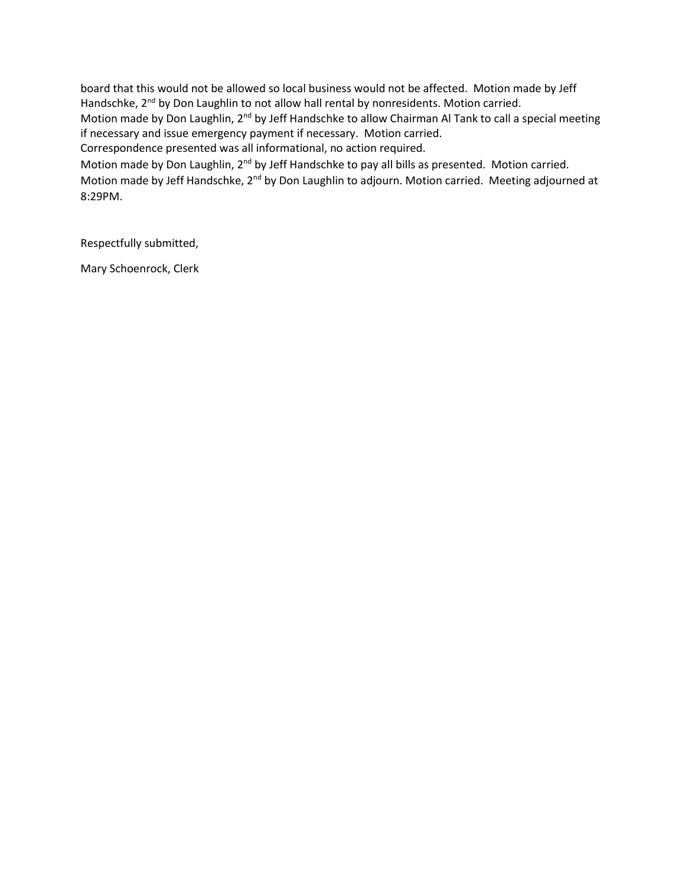board that this would not be allowed so local business would not be affected. Motion made by Jeff Handschke, 2nd by Don Laughlin to not allow hall rental by nonresidents. Motion carried.
Motion made by Don Laughlin, 2nd by Jeff Handschke to allow Chairman Al Tank to call a special meeting if necessary and issue emergency payment if necessary. Motion carried.
Correspondence presented was all informational, no action required.
Motion made by Don Laughlin, 2nd by Jeff Handschke to pay all bills as presented. Motion carried.
Motion made by Jeff Handschke, 2nd by Don Laughlin to adjourn. Motion carried. Meeting adjourned at 8:29PM.

Respectfully submitted,

Mary Schoenrock, Clerk